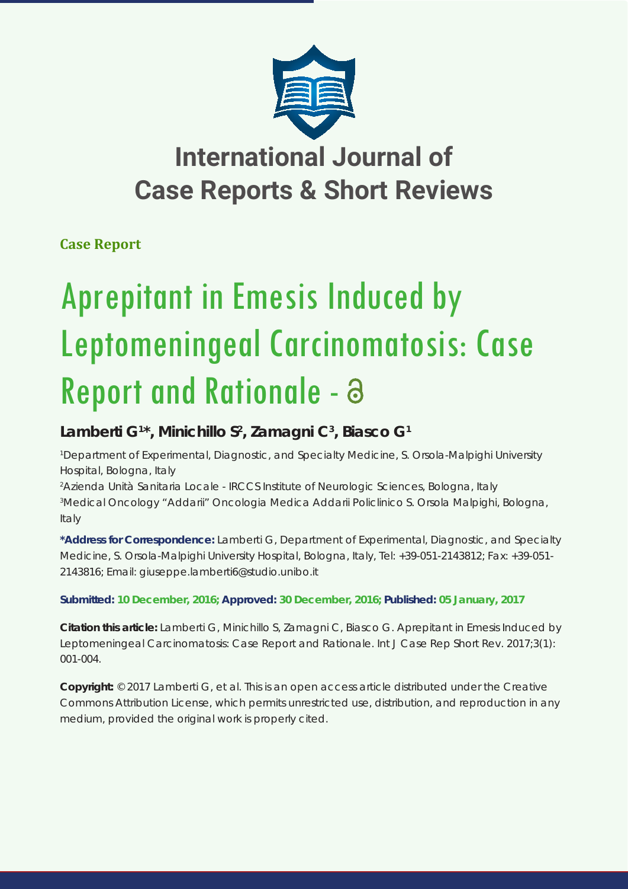# International Journal of Case Reports & Short Reviews

**Case Report**

# Aprepitant in Emesis Induced by Leptomeningeal Carcinomatosis: Case Report and Rationale

**Lamberti G[1]*, Minichillo S[2], Zamagni C[3], Biasco G[1]**

[1]Department of Experimental, Diagnostic, and Specialty Medicine, S. Orsola-Malpighi University Hospital, Bologna, Italy

[2]Azienda Unità Sanitaria Locale - IRCCS Institute of Neurologic Sciences, Bologna, Italy

[3]Medical Oncology "Addarii" Oncologia Medica Addarii Policlinico S. Orsola Malpighi, Bologna, Italy

**\*Address for Correspondence:** Lamberti G, Department of Experimental, Diagnostic, and Specialty Medicine, S. Orsola-Malpighi University Hospital, Bologna, Italy, Tel: +39-051-2143812; Fax: +39-051-2143816; Email: giuseppe.lamberti6@studio.unibo.it

**Submitted: 10 December, 2016; Approved: 30 December, 2016; Published: 05 January, 2017**

**Citation this article:** Lamberti G, Minichillo S, Zamagni C, Biasco G. Aprepitant in Emesis Induced by Leptomeningeal Carcinomatosis: Case Report and Rationale. Int J Case Rep Short Rev. 2017;3(1): 001-004.

**Copyright:** © 2017 Lamberti G, et al. This is an open access article distributed under the Creative Commons Attribution License, which permits unrestricted use, distribution, and reproduction in any medium, provided the original work is properly cited.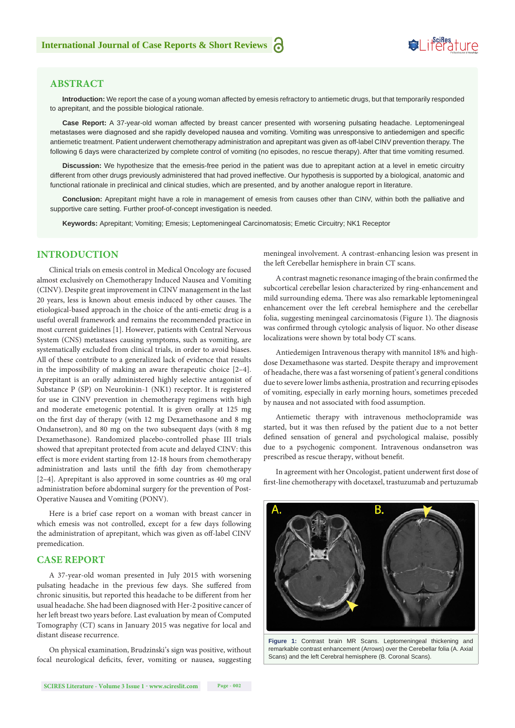## ABSTRACT

**Introduction:** We report the case of a young woman affected by emesis refractory to antiemetic drugs, but that temporarily responded to aprepitant, and the possible biological rationale.

**Case Report:** A 37-year-old woman affected by breast cancer presented with worsening pulsating headache. Leptomeningeal metastases were diagnosed and she rapidly developed nausea and vomiting. Vomiting was unresponsive to antiedemigen and specific antiemetic treatment. Patient underwent chemotherapy administration and aprepitant was given as off-label CINV prevention therapy. The following 6 days were characterized by complete control of vomiting (no episodes, no rescue therapy). After that time vomiting resumed.

**Discussion:** We hypothesize that the emesis-free period in the patient was due to aprepitant action at a level in emetic circuitry different from other drugs previously administered that had proved ineffective. Our hypothesis is supported by a biological, anatomic and functional rationale in preclinical and clinical studies, which are presented, and by another analogue report in literature.

**Conclusion:** Aprepitant might have a role in management of emesis from causes other than CINV, within both the palliative and supportive care setting. Further proof-of-concept investigation is needed.

**Keywords:** Aprepitant; Vomiting; Emesis; Leptomeningeal Carcinomatosis; Emetic Circuitry; NK1 Receptor

## INTRODUCTION

Clinical trials on emesis control in Medical Oncology are focused almost exclusively on Chemotherapy Induced Nausea and Vomiting (CINV). Despite great improvement in CINV management in the last 20 years, less is known about emesis induced by other causes. The etiological-based approach in the choice of the anti-emetic drug is a useful overall framework and remains the recommended practice in most current guidelines [1]. However, patients with Central Nervous System (CNS) metastases causing symptoms, such as vomiting, are systematically excluded from clinical trials, in order to avoid biases. All of these contribute to a generalized lack of evidence that results in the impossibility of making an aware therapeutic choice [2–4]. Aprepitant is an orally administered highly selective antagonist of Substance P (SP) on Neurokinin-1 (NK1) receptor. It is registered for use in CINV prevention in chemotherapy regimens with high and moderate emetogenic potential. It is given orally at 125 mg on the first day of therapy (with 12 mg Dexamethasone and 8 mg Ondansetron), and 80 mg on the two subsequent days (with 8 mg Dexamethasone). Randomized placebo-controlled phase III trials showed that aprepitant protected from acute and delayed CINV: this effect is more evident starting from 12-18 hours from chemotherapy administration and lasts until the fifth day from chemotherapy [2–4]. Aprepitant is also approved in some countries as 40 mg oral administration before abdominal surgery for the prevention of Post-Operative Nausea and Vomiting (PONV).

Here is a brief case report on a woman with breast cancer in which emesis was not controlled, except for a few days following the administration of aprepitant, which was given as off-label CINV premedication.

## CASE REPORT

A 37-year-old woman presented in July 2015 with worsening pulsating headache in the previous few days. She suffered from chronic sinusitis, but reported this headache to be different from her usual headache. She had been diagnosed with Her-2 positive cancer of her left breast two years before. Last evaluation by mean of Computed Tomography (CT) scans in January 2015 was negative for local and distant disease recurrence.

On physical examination, Brudzinski's sign was positive, without focal neurological deficits, fever, vomiting or nausea, suggesting meningeal involvement. A contrast-enhancing lesion was present in the left Cerebellar hemisphere in brain CT scans.

A contrast magnetic resonance imaging of the brain confirmed the subcortical cerebellar lesion characterized by ring-enhancement and mild surrounding edema. There was also remarkable leptomeningeal enhancement over the left cerebral hemisphere and the cerebellar folia, suggesting meningeal carcinomatosis (Figure 1). The diagnosis was confirmed through cytologic analysis of liquor. No other disease localizations were shown by total body CT scans.

Antiedemigen Intravenous therapy with mannitol 18% and high-dose Dexamethasone was started. Despite therapy and improvement of headache, there was a fast worsening of patient's general conditions due to severe lower limbs asthenia, prostration and recurring episodes of vomiting, especially in early morning hours, sometimes preceded by nausea and not associated with food assumption.

Antiemetic therapy with intravenous methoclopramide was started, but it was then refused by the patient due to a not better defined sensation of general and psychological malaise, possibly due to a psychogenic component. Intravenous ondansetron was prescribed as rescue therapy, without benefit.

In agreement with her Oncologist, patient underwent first dose of first-line chemotherapy with docetaxel, trastuzumab and pertuzumab

**Figure 1:** Contrast brain MR Scans. Leptomeningeal thickening and remarkable contrast enhancement (Arrows) over the Cerebellar folia (A. Axial Scans) and the left Cerebral hemisphere (B. Coronal Scans).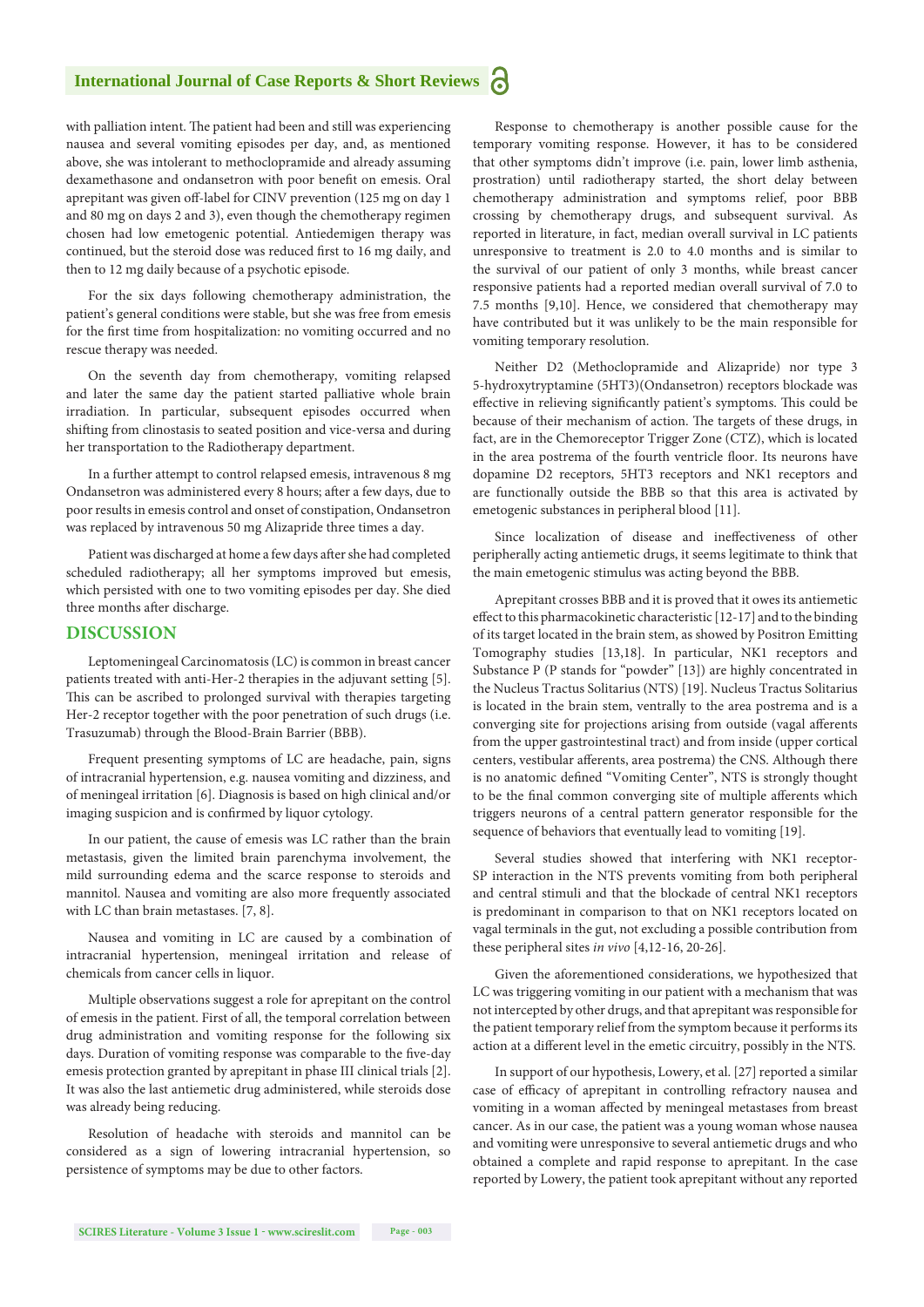with palliation intent. The patient had been and still was experiencing nausea and several vomiting episodes per day, and, as mentioned above, she was intolerant to methoclopramide and already assuming dexamethasone and ondansetron with poor benefit on emesis. Oral aprepitant was given off-label for CINV prevention (125 mg on day 1 and 80 mg on days 2 and 3), even though the chemotherapy regimen chosen had low emetogenic potential. Antiedemigen therapy was continued, but the steroid dose was reduced first to 16 mg daily, and then to 12 mg daily because of a psychotic episode.

For the six days following chemotherapy administration, the patient's general conditions were stable, but she was free from emesis for the first time from hospitalization: no vomiting occurred and no rescue therapy was needed.

On the seventh day from chemotherapy, vomiting relapsed and later the same day the patient started palliative whole brain irradiation. In particular, subsequent episodes occurred when shifting from clinostasis to seated position and vice-versa and during her transportation to the Radiotherapy department.

In a further attempt to control relapsed emesis, intravenous 8 mg Ondansetron was administered every 8 hours; after a few days, due to poor results in emesis control and onset of constipation, Ondansetron was replaced by intravenous 50 mg Alizapride three times a day.

Patient was discharged at home a few days after she had completed scheduled radiotherapy; all her symptoms improved but emesis, which persisted with one to two vomiting episodes per day. She died three months after discharge.

## DISCUSSION

Leptomeningeal Carcinomatosis (LC) is common in breast cancer patients treated with anti-Her-2 therapies in the adjuvant setting [5]. This can be ascribed to prolonged survival with therapies targeting Her-2 receptor together with the poor penetration of such drugs (i.e. Trasuzumab) through the Blood-Brain Barrier (BBB).

Frequent presenting symptoms of LC are headache, pain, signs of intracranial hypertension, e.g. nausea vomiting and dizziness, and of meningeal irritation [6]. Diagnosis is based on high clinical and/or imaging suspicion and is confirmed by liquor cytology.

In our patient, the cause of emesis was LC rather than the brain metastasis, given the limited brain parenchyma involvement, the mild surrounding edema and the scarce response to steroids and mannitol. Nausea and vomiting are also more frequently associated with LC than brain metastases. [7, 8].

Nausea and vomiting in LC are caused by a combination of intracranial hypertension, meningeal irritation and release of chemicals from cancer cells in liquor.

Multiple observations suggest a role for aprepitant on the control of emesis in the patient. First of all, the temporal correlation between drug administration and vomiting response for the following six days. Duration of vomiting response was comparable to the five-day emesis protection granted by aprepitant in phase III clinical trials [2]. It was also the last antiemetic drug administered, while steroids dose was already being reducing.

Resolution of headache with steroids and mannitol can be considered as a sign of lowering intracranial hypertension, so persistence of symptoms may be due to other factors.

Response to chemotherapy is another possible cause for the temporary vomiting response. However, it has to be considered that other symptoms didn't improve (i.e. pain, lower limb asthenia, prostration) until radiotherapy started, the short delay between chemotherapy administration and symptoms relief, poor BBB crossing by chemotherapy drugs, and subsequent survival. As reported in literature, in fact, median overall survival in LC patients unresponsive to treatment is 2.0 to 4.0 months and is similar to the survival of our patient of only 3 months, while breast cancer responsive patients had a reported median overall survival of 7.0 to 7.5 months [9,10]. Hence, we considered that chemotherapy may have contributed but it was unlikely to be the main responsible for vomiting temporary resolution.

Neither D2 (Methoclopramide and Alizapride) nor type 3 5-hydroxytryptamine (5HT3)(Ondansetron) receptors blockade was effective in relieving significantly patient's symptoms. This could be because of their mechanism of action. The targets of these drugs, in fact, are in the Chemoreceptor Trigger Zone (CTZ), which is located in the area postrema of the fourth ventricle floor. Its neurons have dopamine D2 receptors, 5HT3 receptors and NK1 receptors and are functionally outside the BBB so that this area is activated by emetogenic substances in peripheral blood [11].

Since localization of disease and ineffectiveness of other peripherally acting antiemetic drugs, it seems legitimate to think that the main emetogenic stimulus was acting beyond the BBB.

Aprepitant crosses BBB and it is proved that it owes its antiemetic effect to this pharmacokinetic characteristic [12-17] and to the binding of its target located in the brain stem, as showed by Positron Emitting Tomography studies [13,18]. In particular, NK1 receptors and Substance P (P stands for "powder" [13]) are highly concentrated in the Nucleus Tractus Solitarius (NTS) [19]. Nucleus Tractus Solitarius is located in the brain stem, ventrally to the area postrema and is a converging site for projections arising from outside (vagal afferents from the upper gastrointestinal tract) and from inside (upper cortical centers, vestibular afferents, area postrema) the CNS. Although there is no anatomic defined "Vomiting Center", NTS is strongly thought to be the final common converging site of multiple afferents which triggers neurons of a central pattern generator responsible for the sequence of behaviors that eventually lead to vomiting [19].

Several studies showed that interfering with NK1 receptor-SP interaction in the NTS prevents vomiting from both peripheral and central stimuli and that the blockade of central NK1 receptors is predominant in comparison to that on NK1 receptors located on vagal terminals in the gut, not excluding a possible contribution from these peripheral sites *in vivo* [4,12-16, 20-26].

Given the aforementioned considerations, we hypothesized that LC was triggering vomiting in our patient with a mechanism that was not intercepted by other drugs, and that aprepitant was responsible for the patient temporary relief from the symptom because it performs its action at a different level in the emetic circuitry, possibly in the NTS.

In support of our hypothesis, Lowery, et al. [27] reported a similar case of efficacy of aprepitant in controlling refractory nausea and vomiting in a woman affected by meningeal metastases from breast cancer. As in our case, the patient was a young woman whose nausea and vomiting were unresponsive to several antiemetic drugs and who obtained a complete and rapid response to aprepitant. In the case reported by Lowery, the patient took aprepitant without any reported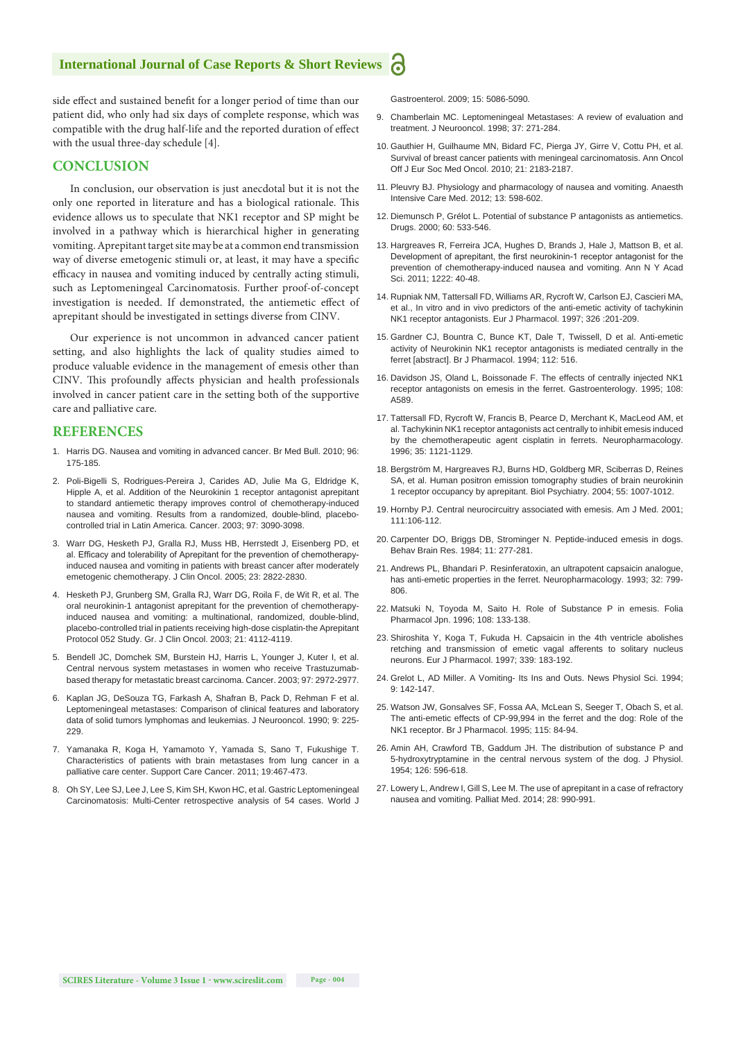side effect and sustained benefit for a longer period of time than our patient did, who only had six days of complete response, which was compatible with the drug half-life and the reported duration of effect with the usual three-day schedule [4].

## CONCLUSION

In conclusion, our observation is just anecdotal but it is not the only one reported in literature and has a biological rationale. This evidence allows us to speculate that NK1 receptor and SP might be involved in a pathway which is hierarchical higher in generating vomiting. Aprepitant target site may be at a common end transmission way of diverse emetogenic stimuli or, at least, it may have a specific efficacy in nausea and vomiting induced by centrally acting stimuli, such as Leptomeningeal Carcinomatosis. Further proof-of-concept investigation is needed. If demonstrated, the antiemetic effect of aprepitant should be investigated in settings diverse from CINV.

Our experience is not uncommon in advanced cancer patient setting, and also highlights the lack of quality studies aimed to produce valuable evidence in the management of emesis other than CINV. This profoundly affects physician and health professionals involved in cancer patient care in the setting both of the supportive care and palliative care.

## REFERENCES

1. Harris DG. Nausea and vomiting in advanced cancer. Br Med Bull. 2010; 96: 175-185.
2. Poli-Bigelli S, Rodrigues-Pereira J, Carides AD, Julie Ma G, Eldridge K, Hipple A, et al. Addition of the Neurokinin 1 receptor antagonist aprepitant to standard antiemetic therapy improves control of chemotherapy-induced nausea and vomiting. Results from a randomized, double-blind, placebo-controlled trial in Latin America. Cancer. 2003; 97: 3090-3098.
3. Warr DG, Hesketh PJ, Gralla RJ, Muss HB, Herrstedt J, Eisenberg PD, et al. Efficacy and tolerability of Aprepitant for the prevention of chemotherapy-induced nausea and vomiting in patients with breast cancer after moderately emetogenic chemotherapy. J Clin Oncol. 2005; 23: 2822-2830.
4. Hesketh PJ, Grunberg SM, Gralla RJ, Warr DG, Roila F, de Wit R, et al. The oral neurokinin-1 antagonist aprepitant for the prevention of chemotherapy-induced nausea and vomiting: a multinational, randomized, double-blind, placebo-controlled trial in patients receiving high-dose cisplatin-the Aprepitant Protocol 052 Study. Gr. J Clin Oncol. 2003; 21: 4112-4119.
5. Bendell JC, Domchek SM, Burstein HJ, Harris L, Younger J, Kuter I, et al. Central nervous system metastases in women who receive Trastuzumab-based therapy for metastatic breast carcinoma. Cancer. 2003; 97: 2972-2977.
6. Kaplan JG, DeSouza TG, Farkash A, Shafran B, Pack D, Rehman F et al. Leptomeningeal metastases: Comparison of clinical features and laboratory data of solid tumors lymphomas and leukemias. J Neurooncol. 1990; 9: 225-229.
7. Yamanaka R, Koga H, Yamamoto Y, Yamada S, Sano T, Fukushige T. Characteristics of patients with brain metastases from lung cancer in a palliative care center. Support Care Cancer. 2011; 19:467-473.
8. Oh SY, Lee SJ, Lee J, Lee S, Kim SH, Kwon HC, et al. Gastric Leptomeningeal Carcinomatosis: Multi-Center retrospective analysis of 54 cases. World J Gastroenterol. 2009; 15: 5086-5090.
9. Chamberlain MC. Leptomeningeal Metastases: A review of evaluation and treatment. J Neurooncol. 1998; 37: 271-284.
10. Gauthier H, Guilhaume MN, Bidard FC, Pierga JY, Girre V, Cottu PH, et al. Survival of breast cancer patients with meningeal carcinomatosis. Ann Oncol Off J Eur Soc Med Oncol. 2010; 21: 2183-2187.
11. Pleuvry BJ. Physiology and pharmacology of nausea and vomiting. Anaesth Intensive Care Med. 2012; 13: 598-602.
12. Diemunsch P, Grélot L. Potential of substance P antagonists as antiemetics. Drugs. 2000; 60: 533-546.
13. Hargreaves R, Ferreira JCA, Hughes D, Brands J, Hale J, Mattson B, et al. Development of aprepitant, the first neurokinin-1 receptor antagonist for the prevention of chemotherapy-induced nausea and vomiting. Ann N Y Acad Sci. 2011; 1222: 40-48.
14. Rupniak NM, Tattersall FD, Williams AR, Rycroft W, Carlson EJ, Cascieri MA, et al., In vitro and in vivo predictors of the anti-emetic activity of tachykinin NK1 receptor antagonists. Eur J Pharmacol. 1997; 326 :201-209.
15. Gardner CJ, Bountra C, Bunce KT, Dale T, Twissell, D et al. Anti-emetic activity of Neurokinin NK1 receptor antagonists is mediated centrally in the ferret [abstract]. Br J Pharmacol. 1994; 112: 516.
16. Davidson JS, Oland L, Boissonade F. The effects of centrally injected NK1 receptor antagonists on emesis in the ferret. Gastroenterology. 1995; 108: A589.
17. Tattersall FD, Rycroft W, Francis B, Pearce D, Merchant K, MacLeod AM, et al. Tachykinin NK1 receptor antagonists act centrally to inhibit emesis induced by the chemotherapeutic agent cisplatin in ferrets. Neuropharmacology. 1996; 35: 1121-1129.
18. Bergström M, Hargreaves RJ, Burns HD, Goldberg MR, Sciberras D, Reines SA, et al. Human positron emission tomography studies of brain neurokinin 1 receptor occupancy by aprepitant. Biol Psychiatry. 2004; 55: 1007-1012.
19. Hornby PJ. Central neurocircuitry associated with emesis. Am J Med. 2001; 111:106-112.
20. Carpenter DO, Briggs DB, Strominger N. Peptide-induced emesis in dogs. Behav Brain Res. 1984; 11: 277-281.
21. Andrews PL, Bhandari P. Resinferatoxin, an ultrapotent capsaicin analogue, has anti-emetic properties in the ferret. Neuropharmacology. 1993; 32: 799-806.
22. Matsuki N, Toyoda M, Saito H. Role of Substance P in emesis. Folia Pharmacol Jpn. 1996; 108: 133-138.
23. Shiroshita Y, Koga T, Fukuda H. Capsaicin in the 4th ventricle abolishes retching and transmission of emetic vagal afferents to solitary nucleus neurons. Eur J Pharmacol. 1997; 339: 183-192.
24. Grelot L, AD Miller. A Vomiting- Its Ins and Outs. News Physiol Sci. 1994; 9: 142-147.
25. Watson JW, Gonsalves SF, Fossa AA, McLean S, Seeger T, Obach S, et al. The anti-emetic effects of CP-99,994 in the ferret and the dog: Role of the NK1 receptor. Br J Pharmacol. 1995; 115: 84-94.
26. Amin AH, Crawford TB, Gaddum JH. The distribution of substance P and 5-hydroxytryptamine in the central nervous system of the dog. J Physiol. 1954; 126: 596-618.
27. Lowery L, Andrew I, Gill S, Lee M. The use of aprepitant in a case of refractory nausea and vomiting. Palliat Med. 2014; 28: 990-991.